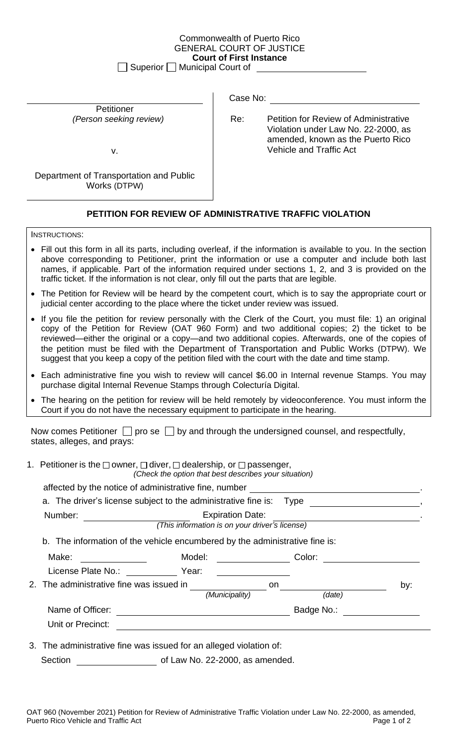Commonwealth of Puerto Rico
GENERAL COURT OF JUSTICE
**Court of First Instance**
☐ Superior ☐ Municipal Court of ____________________

| | |
|---|---|
| ______________________________ Petitioner *(Person seeking review)* | Case No: ____________________ |
| v. | Re: Petition for Review of Administrative Violation under Law No. 22-2000, as amended, known as the Puerto Rico Vehicle and Traffic Act |
| Department of Transportation and Public Works (DTPW) | |

## PETITION FOR REVIEW OF ADMINISTRATIVE TRAFFIC VIOLATION

INSTRUCTIONS:

- Fill out this form in all its parts, including overleaf, if the information is available to you. In the section above corresponding to Petitioner, print the information or use a computer and include both last names, if applicable. Part of the information required under sections 1, 2, and 3 is provided on the traffic ticket. If the information is not clear, only fill out the parts that are legible.
- The Petition for Review will be heard by the competent court, which is to say the appropriate court or judicial center according to the place where the ticket under review was issued.
- If you file the petition for review personally with the Clerk of the Court, you must file: 1) an original copy of the Petition for Review (OAT 960 Form) and two additional copies; 2) the ticket to be reviewed—either the original or a copy—and two additional copies. Afterwards, one of the copies of the petition must be filed with the Department of Transportation and Public Works (DTPW). We suggest that you keep a copy of the petition filed with the court with the date and time stamp.
- Each administrative fine you wish to review will cancel $6.00 in Internal revenue Stamps. You may purchase digital Internal Revenue Stamps through Colecturía Digital.
- The hearing on the petition for review will be held remotely by videoconference. You must inform the Court if you do not have the necessary equipment to participate in the hearing.

Now comes Petitioner ☐ pro se ☐ by and through the undersigned counsel, and respectfully, states, alleges, and prays:

1. Petitioner is the ☐ owner, ☐ diver, ☐ dealership, or ☐ passenger,
   *(Check the option that best describes your situation)*

   affected by the notice of administrative fine, number ____________________.

   a. The driver's license subject to the administrative fine is: Type ____________________,
      Number: ____________________ Expiration Date: ____________________.
      *(This information is on your driver's license)*

   b. The information of the vehicle encumbered by the administrative fine is:

      Make: ____________ Model: ____________ Color: ____________

      License Plate No.: ____________ Year: ____________

2. The administrative fine was issued in ____________ *(Municipality)* on ____________ *(date)* by:

   Name of Officer: ____________________ Badge No.: ____________

   Unit or Precinct: ____________________

3. The administrative fine was issued for an alleged violation of:

   Section ____________ of Law No. 22-2000, as amended.

OAT 960 (November 2021) Petition for Review of Administrative Traffic Violation under Law No. 22-2000, as amended, Puerto Rico Vehicle and Traffic Act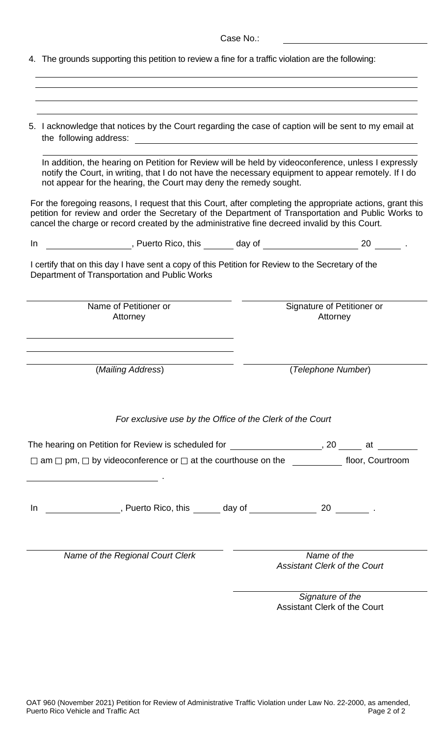Case No.: ______________________

4. The grounds supporting this petition to review a fine for a traffic violation are the following:

______________________________________________________________________

______________________________________________________________________

______________________________________________________________________

______________________________________________________________________

5. I acknowledge that notices by the Court regarding the case of caption will be sent to my email at the following address: ______________________________________________

______________________________________________________________________

In addition, the hearing on Petition for Review will be held by videoconference, unless I expressly notify the Court, in writing, that I do not have the necessary equipment to appear remotely. If I do not appear for the hearing, the Court may deny the remedy sought.

For the foregoing reasons, I request that this Court, after completing the appropriate actions, grant this petition for review and order the Secretary of the Department of Transportation and Public Works to cancel the charge or record created by the administrative fine decreed invalid by this Court.

In ________________, Puerto Rico, this ______ day of __________________ 20 _____ .

I certify that on this day I have sent a copy of this Petition for Review to the Secretary of the Department of Transportation and Public Works

| | |
|---|---|
| ______________________________ | ______________________________ |
| Name of Petitioner or Attorney | Signature of Petitioner or Attorney |
| ______________________________ | |
| ______________________________ | |
| ______________________________ | ______________________________ |
| (*Mailing Address*) | (*Telephone Number*) |

*For exclusive use by the Office of the Clerk of the Court*

The hearing on Petition for Review is scheduled for __________________, 20 _____ at ________

☐ am ☐ pm, ☐ by videoconference or ☐ at the courthouse on the __________ floor, Courtroom

__________________________ .

In ______________, Puerto Rico, this ______ day of ______________ 20 _______ .

| | |
|---|---|
| ______________________________ | ______________________________ |
| *Name of the Regional Court Clerk* | *Name of the Assistant Clerk of the Court* |
| | ______________________________ |
| | *Signature of the* Assistant Clerk of the Court |

OAT 960 (November 2021) Petition for Review of Administrative Traffic Violation under Law No. 22-2000, as amended, Puerto Rico Vehicle and Traffic Act